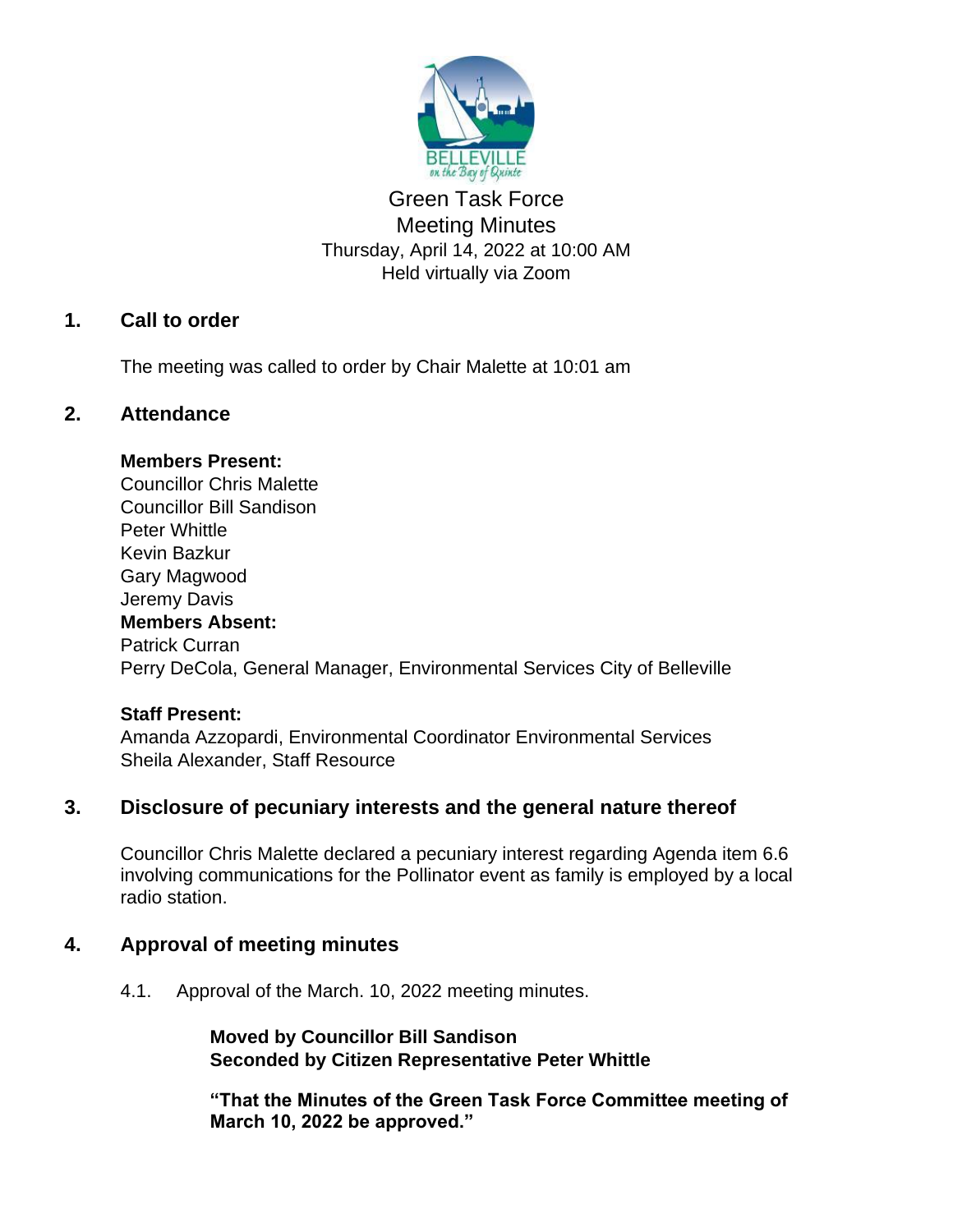# Green Task Force
# Meeting Minutes

Thursday, April 14, 2022 at 10:00 AM
Held virtually via Zoom

## 1. Call to order

The meeting was called to order by Chair Malette at 10:01 am

## 2. Attendance

**Members Present:**
Councillor Chris Malette
Councillor Bill Sandison
Peter Whittle
Kevin Bazkur
Gary Magwood
Jeremy Davis

**Members Absent:**
Patrick Curran
Perry DeCola, General Manager, Environmental Services City of Belleville

**Staff Present:**
Amanda Azzopardi, Environmental Coordinator Environmental Services
Sheila Alexander, Staff Resource

## 3. Disclosure of pecuniary interests and the general nature thereof

Councillor Chris Malette declared a pecuniary interest regarding Agenda item 6.6 involving communications for the Pollinator event as family is employed by a local radio station.

## 4. Approval of meeting minutes

4.1. Approval of the March. 10, 2022 meeting minutes.

**Moved by Councillor Bill Sandison**
**Seconded by Citizen Representative Peter Whittle**

**"That the Minutes of the Green Task Force Committee meeting of March 10, 2022 be approved."**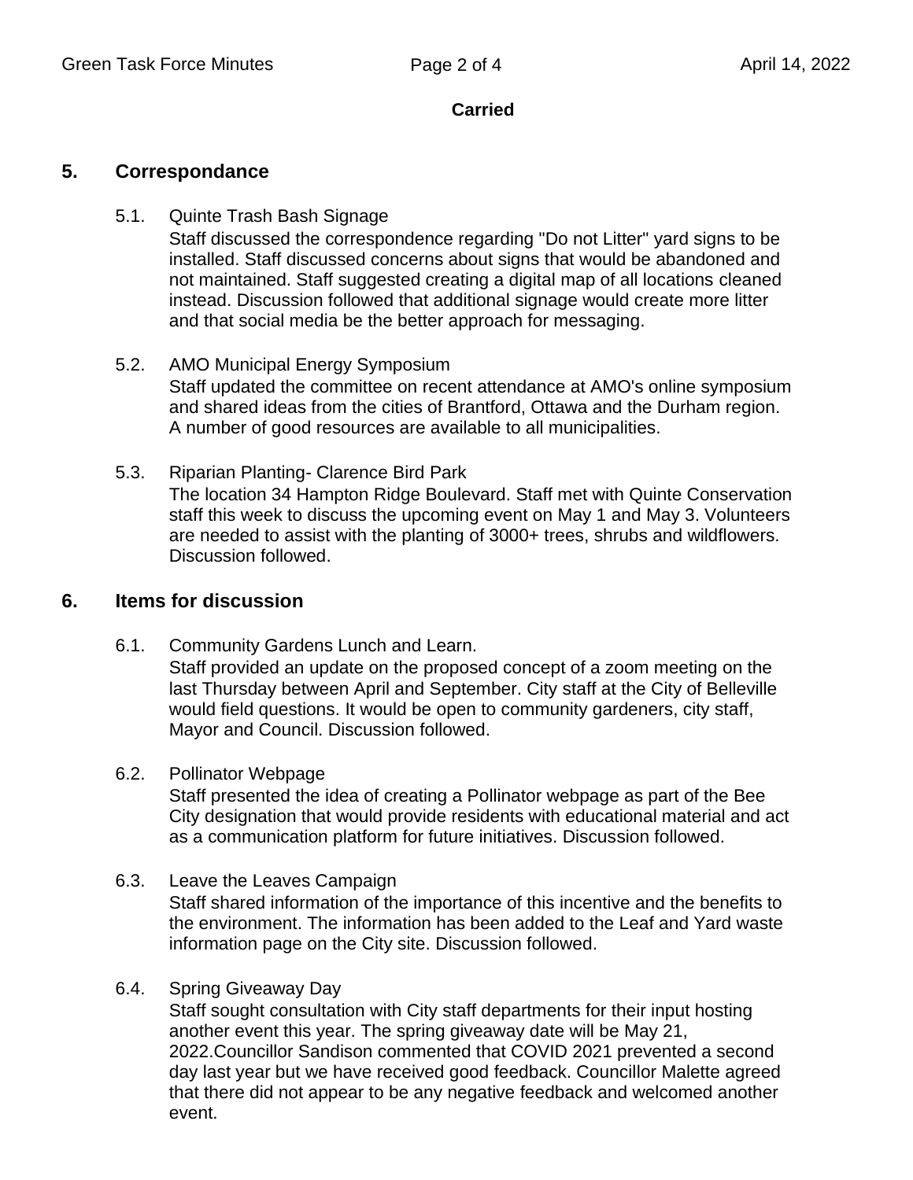**Carried**

## 5. Correspondance

### 5.1. Quinte Trash Bash Signage

Staff discussed the correspondence regarding "Do not Litter" yard signs to be installed. Staff discussed concerns about signs that would be abandoned and not maintained. Staff suggested creating a digital map of all locations cleaned instead. Discussion followed that additional signage would create more litter and that social media be the better approach for messaging.

### 5.2. AMO Municipal Energy Symposium

Staff updated the committee on recent attendance at AMO's online symposium and shared ideas from the cities of Brantford, Ottawa and the Durham region. A number of good resources are available to all municipalities.

### 5.3. Riparian Planting- Clarence Bird Park

The location 34 Hampton Ridge Boulevard. Staff met with Quinte Conservation staff this week to discuss the upcoming event on May 1 and May 3. Volunteers are needed to assist with the planting of 3000+ trees, shrubs and wildflowers. Discussion followed.

## 6. Items for discussion

### 6.1. Community Gardens Lunch and Learn.

Staff provided an update on the proposed concept of a zoom meeting on the last Thursday between April and September. City staff at the City of Belleville would field questions. It would be open to community gardeners, city staff, Mayor and Council. Discussion followed.

### 6.2. Pollinator Webpage

Staff presented the idea of creating a Pollinator webpage as part of the Bee City designation that would provide residents with educational material and act as a communication platform for future initiatives. Discussion followed.

### 6.3. Leave the Leaves Campaign

Staff shared information of the importance of this incentive and the benefits to the environment. The information has been added to the Leaf and Yard waste information page on the City site. Discussion followed.

### 6.4. Spring Giveaway Day

Staff sought consultation with City staff departments for their input hosting another event this year. The spring giveaway date will be May 21, 2022.Councillor Sandison commented that COVID 2021 prevented a second day last year but we have received good feedback. Councillor Malette agreed that there did not appear to be any negative feedback and welcomed another event.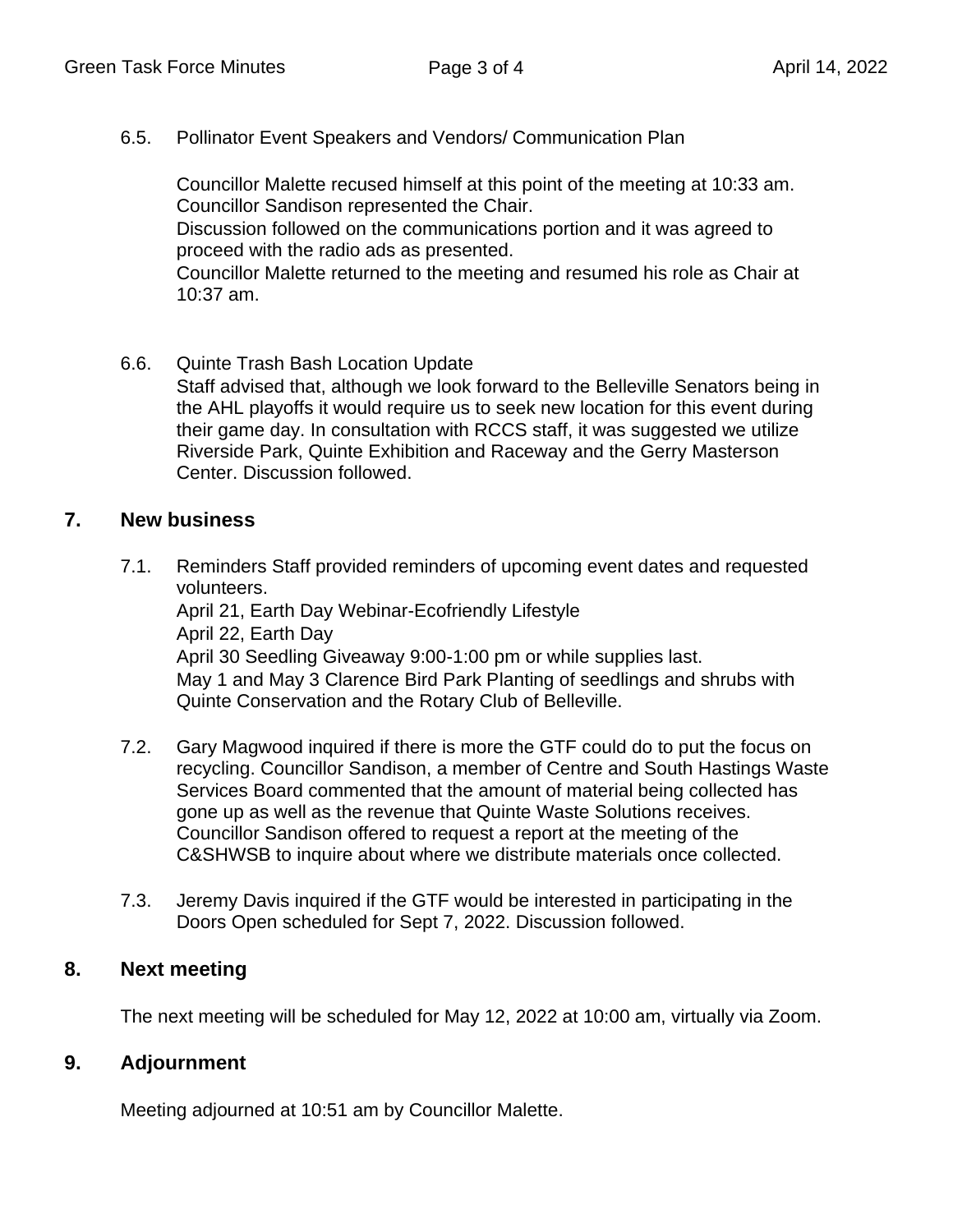6.5. Pollinator Event Speakers and Vendors/ Communication Plan

Councillor Malette recused himself at this point of the meeting at 10:33 am. Councillor Sandison represented the Chair.
Discussion followed on the communications portion and it was agreed to proceed with the radio ads as presented.
Councillor Malette returned to the meeting and resumed his role as Chair at 10:37 am.

6.6. Quinte Trash Bash Location Update
Staff advised that, although we look forward to the Belleville Senators being in the AHL playoffs it would require us to seek new location for this event during their game day. In consultation with RCCS staff, it was suggested we utilize Riverside Park, Quinte Exhibition and Raceway and the Gerry Masterson Center. Discussion followed.

## 7. New business

7.1. Reminders Staff provided reminders of upcoming event dates and requested volunteers.
April 21, Earth Day Webinar-Ecofriendly Lifestyle
April 22, Earth Day
April 30 Seedling Giveaway 9:00-1:00 pm or while supplies last.
May 1 and May 3 Clarence Bird Park Planting of seedlings and shrubs with Quinte Conservation and the Rotary Club of Belleville.

7.2. Gary Magwood inquired if there is more the GTF could do to put the focus on recycling. Councillor Sandison, a member of Centre and South Hastings Waste Services Board commented that the amount of material being collected has gone up as well as the revenue that Quinte Waste Solutions receives. Councillor Sandison offered to request a report at the meeting of the C&SHWSB to inquire about where we distribute materials once collected.

7.3. Jeremy Davis inquired if the GTF would be interested in participating in the Doors Open scheduled for Sept 7, 2022. Discussion followed.

## 8. Next meeting

The next meeting will be scheduled for May 12, 2022 at 10:00 am, virtually via Zoom.

## 9. Adjournment

Meeting adjourned at 10:51 am by Councillor Malette.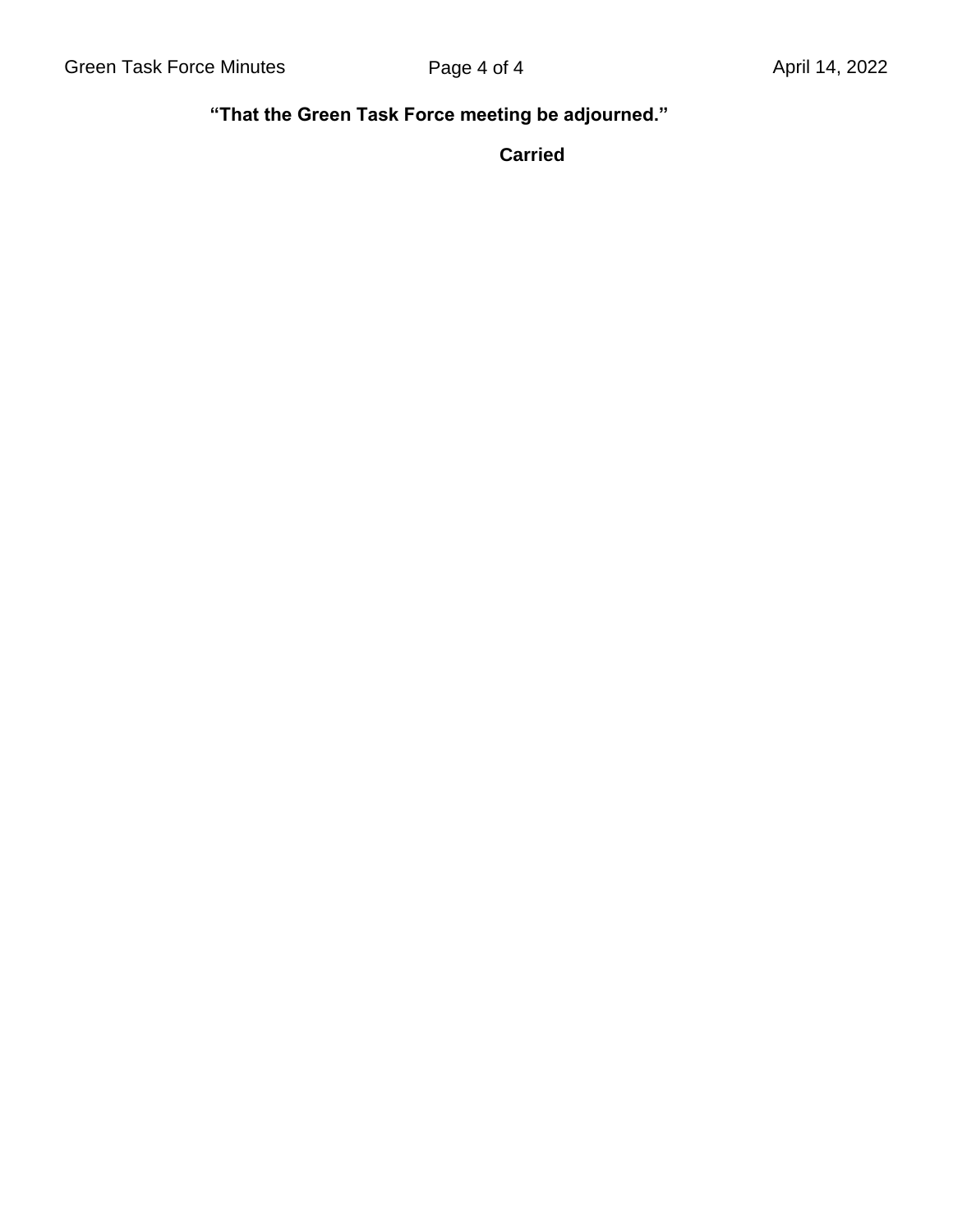**“That the Green Task Force meeting be adjourned.”**

**Carried**